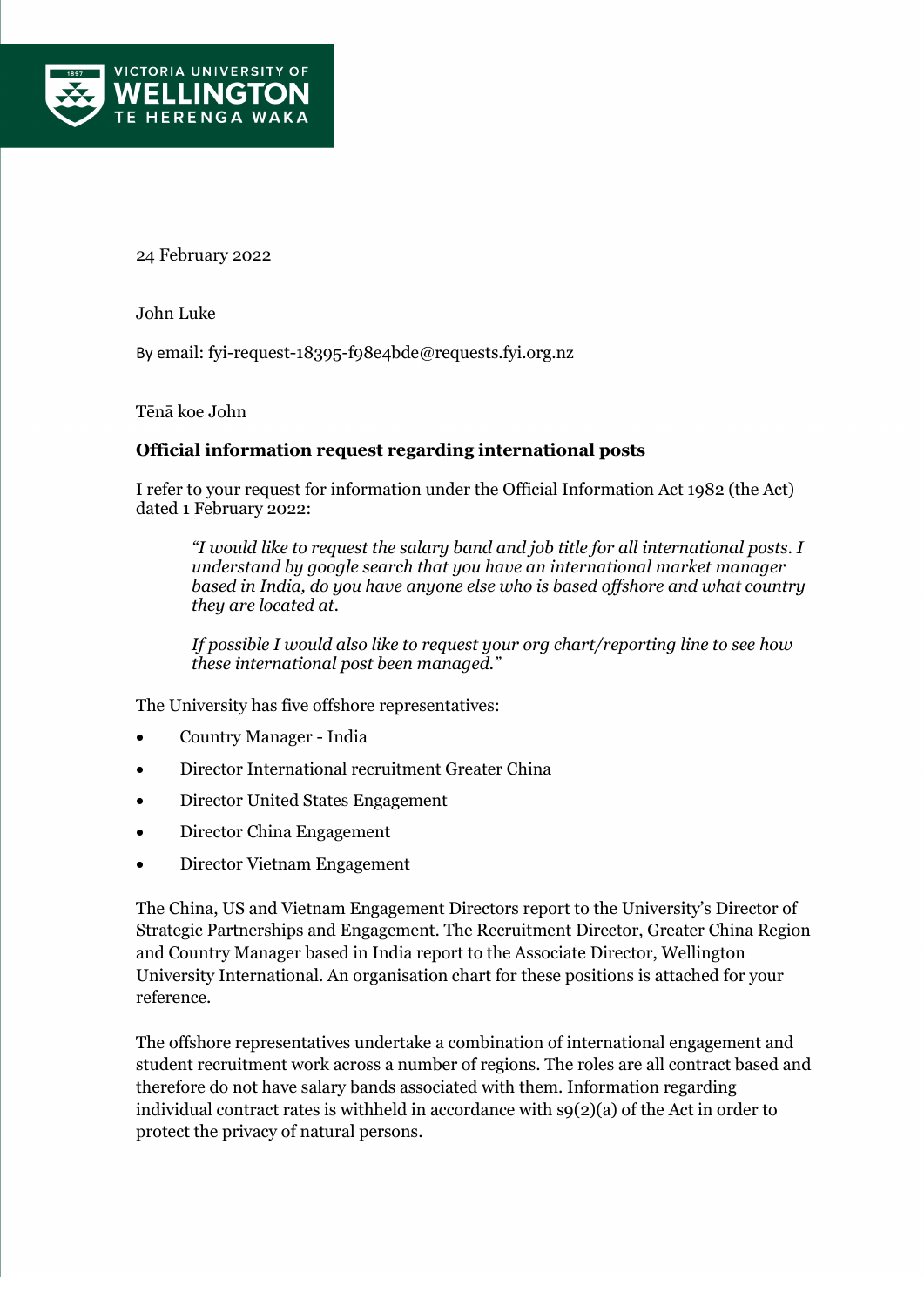24 February 2022

John Luke

By email: fyi-request-18395-f98e4bde@requests.fyi.org.nz

Tēnā koe John

**Official information request regarding international posts**

I refer to your request for information under the Official Information Act 1982 (the Act) dated 1 February 2022:

> *"I would like to request the salary band and job title for all international posts. I understand by google search that you have an international market manager based in India, do you have anyone else who is based offshore and what country they are located at.*
>
> *If possible I would also like to request your org chart/reporting line to see how these international post been managed."*

The University has five offshore representatives:

- Country Manager - India
- Director International recruitment Greater China
- Director United States Engagement
- Director China Engagement
- Director Vietnam Engagement

The China, US and Vietnam Engagement Directors report to the University's Director of Strategic Partnerships and Engagement. The Recruitment Director, Greater China Region and Country Manager based in India report to the Associate Director, Wellington University International. An organisation chart for these positions is attached for your reference.

The offshore representatives undertake a combination of international engagement and student recruitment work across a number of regions. The roles are all contract based and therefore do not have salary bands associated with them. Information regarding individual contract rates is withheld in accordance with s9(2)(a) of the Act in order to protect the privacy of natural persons.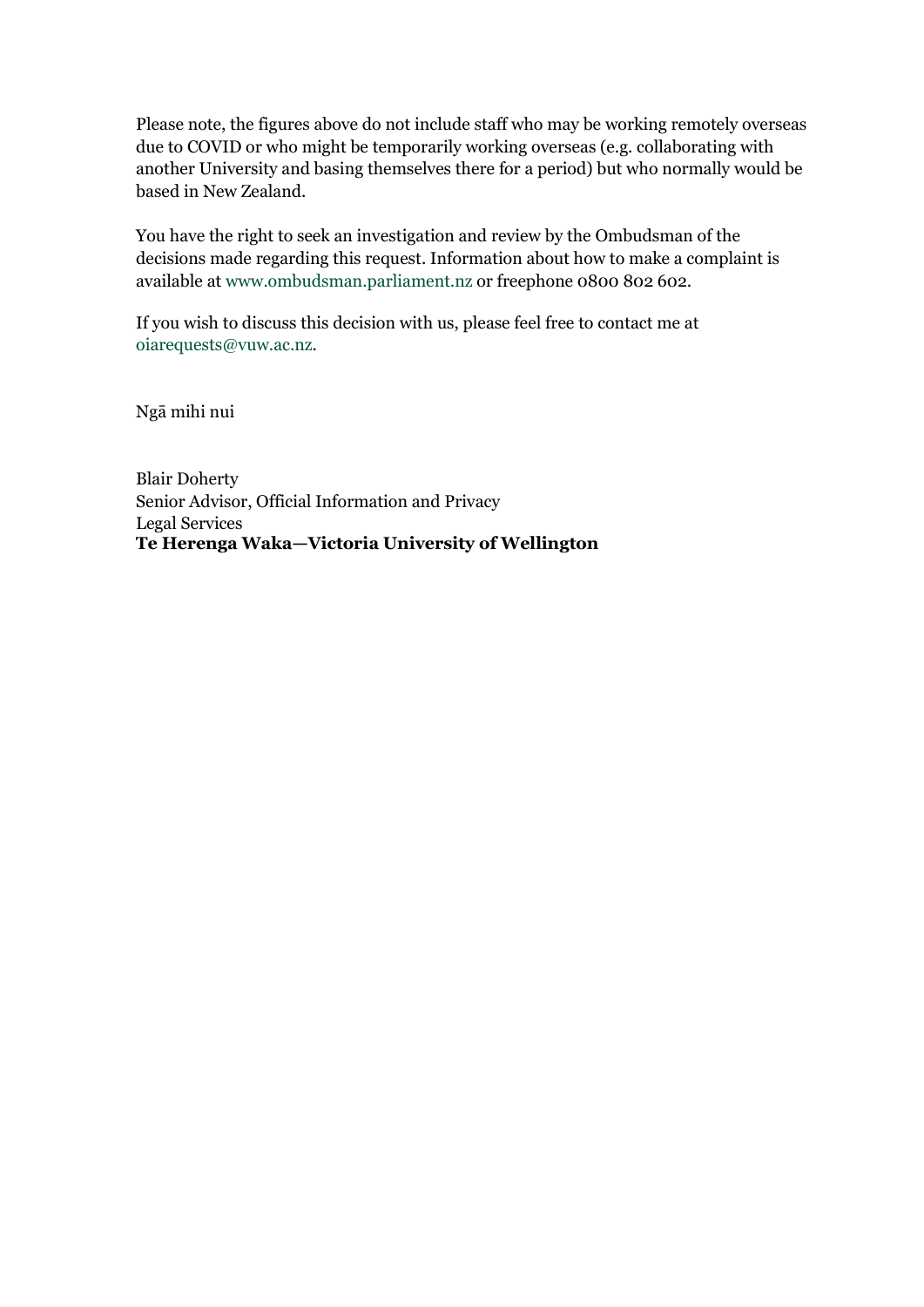Please note, the figures above do not include staff who may be working remotely overseas due to COVID or who might be temporarily working overseas (e.g. collaborating with another University and basing themselves there for a period) but who normally would be based in New Zealand.

You have the right to seek an investigation and review by the Ombudsman of the decisions made regarding this request. Information about how to make a complaint is available at www.ombudsman.parliament.nz or freephone 0800 802 602.

If you wish to discuss this decision with us, please feel free to contact me at oiarequests@vuw.ac.nz.

Ngā mihi nui

Blair Doherty
Senior Advisor, Official Information and Privacy
Legal Services
**Te Herenga Waka—Victoria University of Wellington**